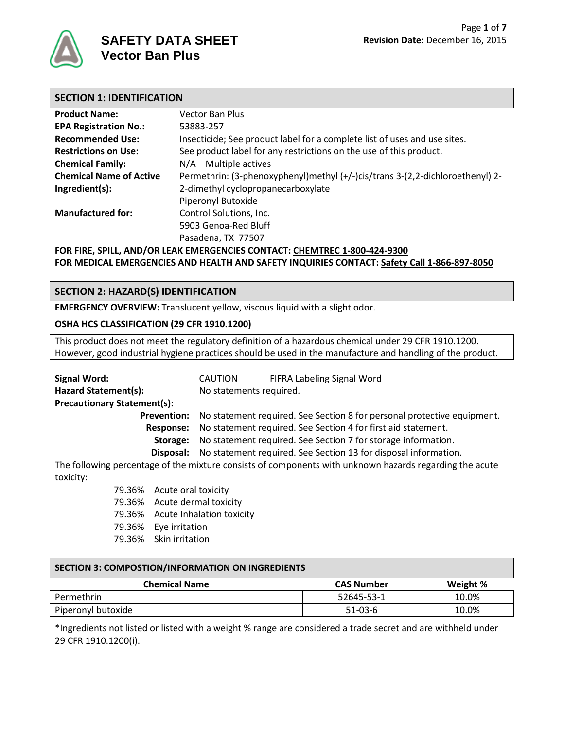# SAFETY DATA SHEET
# Vector Ban Plus

**Revision Date:** December 16, 2015

## SECTION 1: IDENTIFICATION

| | |
|---|---|
| **Product Name:** | Vector Ban Plus |
| **EPA Registration No.:** | 53883-257 |
| **Recommended Use:** | Insecticide; See product label for a complete list of uses and use sites. |
| **Restrictions on Use:** | See product label for any restrictions on the use of this product. |
| **Chemical Family:** | N/A – Multiple actives |
| **Chemical Name of Active Ingredient(s):** | Permethrin: (3-phenoxyphenyl)methyl (+/-)cis/trans 3-(2,2-dichloroethenyl) 2-2-dimethyl cyclopropanecarboxylate<br>Piperonyl Butoxide |
| **Manufactured for:** | Control Solutions, Inc.<br>5903 Genoa-Red Bluff<br>Pasadena, TX 77507 |

**FOR FIRE, SPILL, AND/OR LEAK EMERGENCIES CONTACT: CHEMTREC 1-800-424-9300**
**FOR MEDICAL EMERGENCIES AND HEALTH AND SAFETY INQUIRIES CONTACT: Safety Call 1-866-897-8050**

## SECTION 2: HAZARD(S) IDENTIFICATION

**EMERGENCY OVERVIEW:** Translucent yellow, viscous liquid with a slight odor.

**OSHA HCS CLASSIFICATION (29 CFR 1910.1200)**

This product does not meet the regulatory definition of a hazardous chemical under 29 CFR 1910.1200. However, good industrial hygiene practices should be used in the manufacture and handling of the product.

**Signal Word:** CAUTION FIFRA Labeling Signal Word
**Hazard Statement(s):** No statements required.
**Precautionary Statement(s):**
- **Prevention:** No statement required. See Section 8 for personal protective equipment.
- **Response:** No statement required. See Section 4 for first aid statement.
- **Storage:** No statement required. See Section 7 for storage information.
- **Disposal:** No statement required. See Section 13 for disposal information.

The following percentage of the mixture consists of components with unknown hazards regarding the acute toxicity:

- 79.36% Acute oral toxicity
- 79.36% Acute dermal toxicity
- 79.36% Acute Inhalation toxicity
- 79.36% Eye irritation
- 79.36% Skin irritation

## SECTION 3: COMPOSTION/INFORMATION ON INGREDIENTS

| Chemical Name | CAS Number | Weight % |
|---|---|---|
| Permethrin | 52645-53-1 | 10.0% |
| Piperonyl butoxide | 51-03-6 | 10.0% |

*Ingredients not listed or listed with a weight % range are considered a trade secret and are withheld under 29 CFR 1910.1200(i).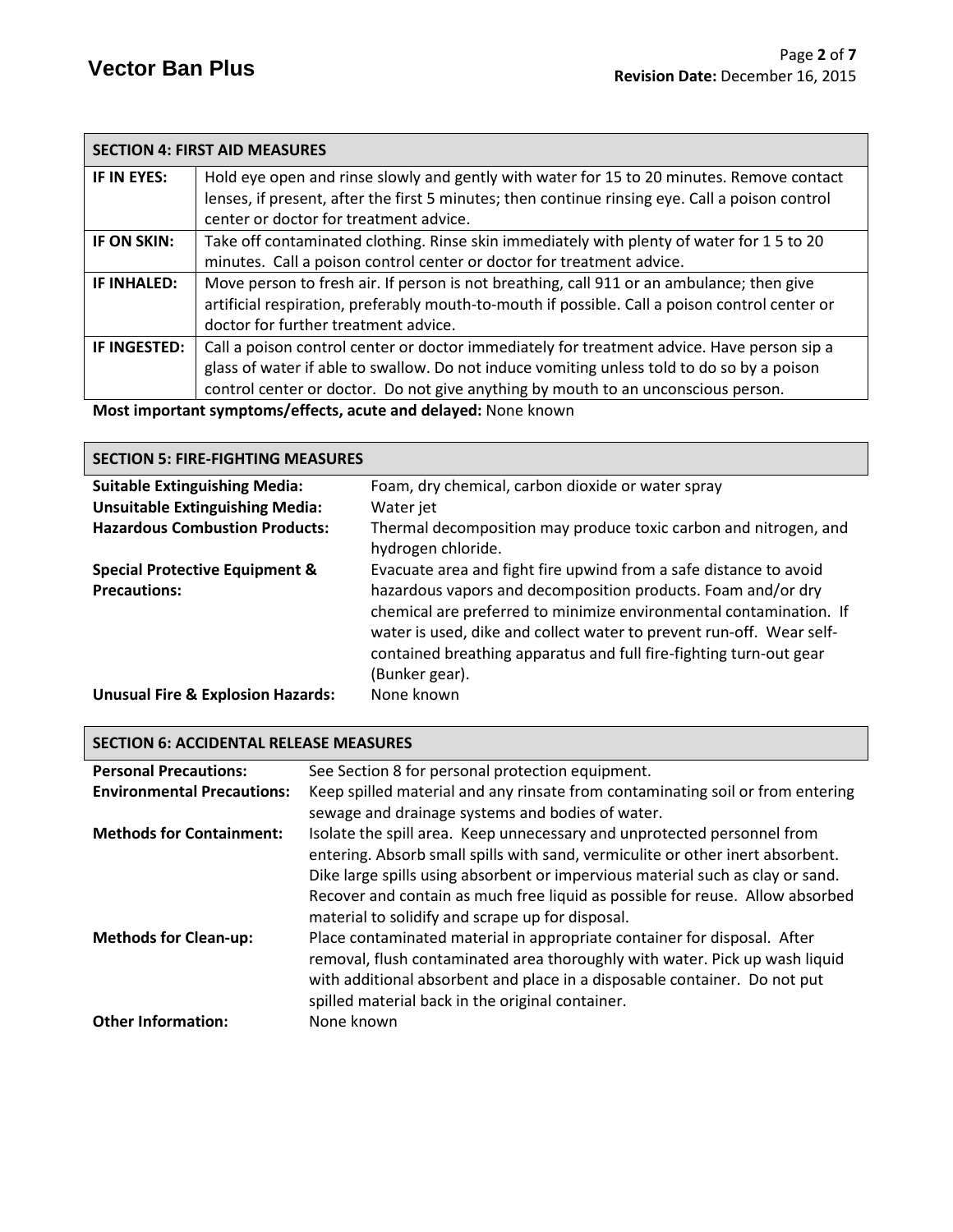## SECTION 4: FIRST AID MEASURES

| | |
|---|---|
| **IF IN EYES:** | Hold eye open and rinse slowly and gently with water for 15 to 20 minutes. Remove contact lenses, if present, after the first 5 minutes; then continue rinsing eye. Call a poison control center or doctor for treatment advice. |
| **IF ON SKIN:** | Take off contaminated clothing. Rinse skin immediately with plenty of water for 1 5 to 20 minutes. Call a poison control center or doctor for treatment advice. |
| **IF INHALED:** | Move person to fresh air. If person is not breathing, call 911 or an ambulance; then give artificial respiration, preferably mouth-to-mouth if possible. Call a poison control center or doctor for further treatment advice. |
| **IF INGESTED:** | Call a poison control center or doctor immediately for treatment advice. Have person sip a glass of water if able to swallow. Do not induce vomiting unless told to do so by a poison control center or doctor. Do not give anything by mouth to an unconscious person. |

**Most important symptoms/effects, acute and delayed:** None known

## SECTION 5: FIRE-FIGHTING MEASURES

**Suitable Extinguishing Media:** Foam, dry chemical, carbon dioxide or water spray

**Unsuitable Extinguishing Media:** Water jet

**Hazardous Combustion Products:** Thermal decomposition may produce toxic carbon and nitrogen, and hydrogen chloride.

**Special Protective Equipment & Precautions:** Evacuate area and fight fire upwind from a safe distance to avoid hazardous vapors and decomposition products. Foam and/or dry chemical are preferred to minimize environmental contamination. If water is used, dike and collect water to prevent run-off. Wear self-contained breathing apparatus and full fire-fighting turn-out gear (Bunker gear).

**Unusual Fire & Explosion Hazards:** None known

## SECTION 6: ACCIDENTAL RELEASE MEASURES

**Personal Precautions:** See Section 8 for personal protection equipment.

**Environmental Precautions:** Keep spilled material and any rinsate from contaminating soil or from entering sewage and drainage systems and bodies of water.

**Methods for Containment:** Isolate the spill area. Keep unnecessary and unprotected personnel from entering. Absorb small spills with sand, vermiculite or other inert absorbent. Dike large spills using absorbent or impervious material such as clay or sand. Recover and contain as much free liquid as possible for reuse. Allow absorbed material to solidify and scrape up for disposal.

**Methods for Clean-up:** Place contaminated material in appropriate container for disposal. After removal, flush contaminated area thoroughly with water. Pick up wash liquid with additional absorbent and place in a disposable container. Do not put spilled material back in the original container.

**Other Information:** None known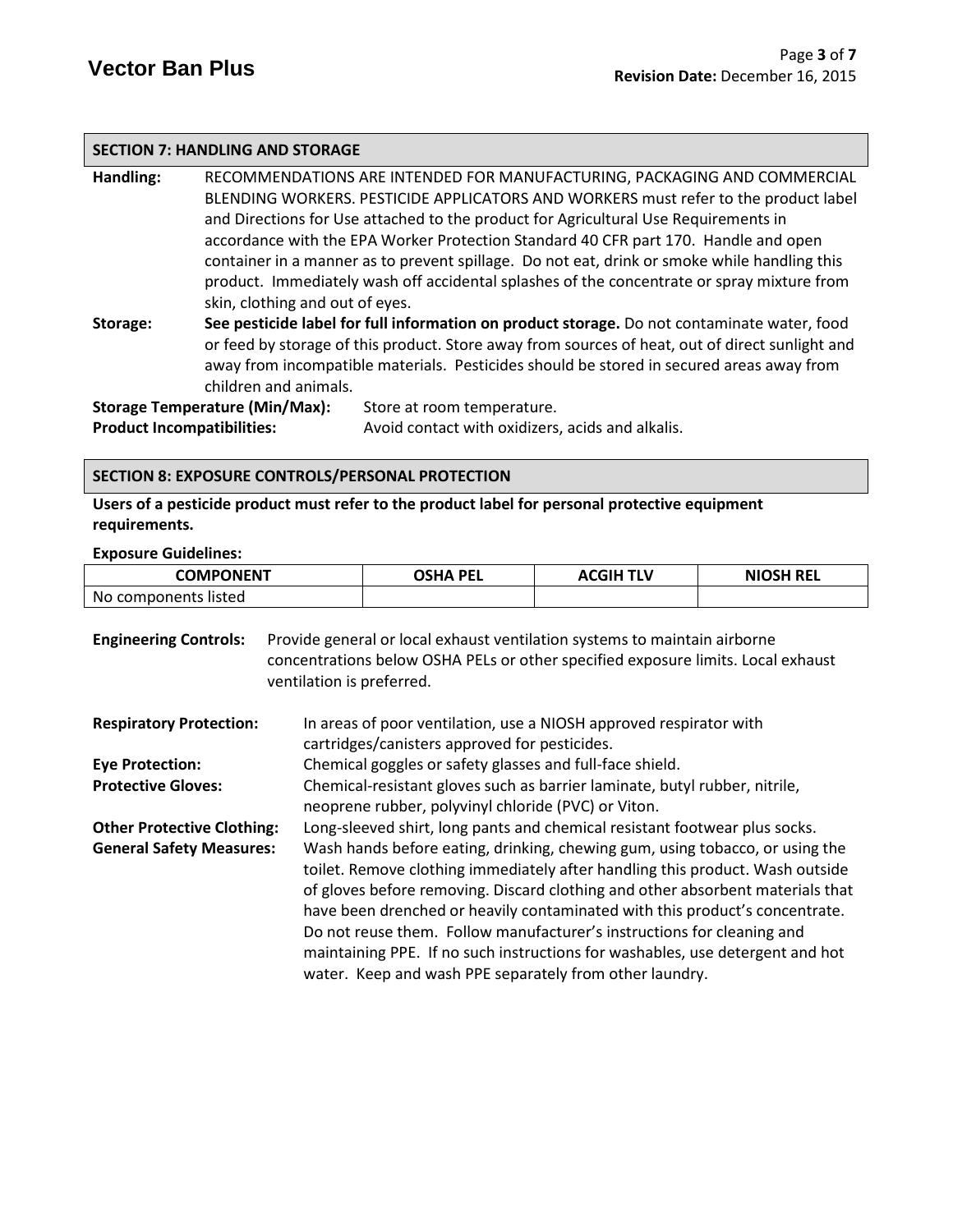## SECTION 7: HANDLING AND STORAGE

**Handling:** RECOMMENDATIONS ARE INTENDED FOR MANUFACTURING, PACKAGING AND COMMERCIAL BLENDING WORKERS. PESTICIDE APPLICATORS AND WORKERS must refer to the product label and Directions for Use attached to the product for Agricultural Use Requirements in accordance with the EPA Worker Protection Standard 40 CFR part 170. Handle and open container in a manner as to prevent spillage. Do not eat, drink or smoke while handling this product. Immediately wash off accidental splashes of the concentrate or spray mixture from skin, clothing and out of eyes.

**Storage:** **See pesticide label for full information on product storage.** Do not contaminate water, food or feed by storage of this product. Store away from sources of heat, out of direct sunlight and away from incompatible materials. Pesticides should be stored in secured areas away from children and animals.

**Storage Temperature (Min/Max):** Store at room temperature.

**Product Incompatibilities:** Avoid contact with oxidizers, acids and alkalis.

## SECTION 8: EXPOSURE CONTROLS/PERSONAL PROTECTION

**Users of a pesticide product must refer to the product label for personal protective equipment requirements.**

**Exposure Guidelines:**

| COMPONENT | OSHA PEL | ACGIH TLV | NIOSH REL |
|---|---|---|---|
| No components listed | | | |

**Engineering Controls:** Provide general or local exhaust ventilation systems to maintain airborne concentrations below OSHA PELs or other specified exposure limits. Local exhaust ventilation is preferred.

**Respiratory Protection:** In areas of poor ventilation, use a NIOSH approved respirator with cartridges/canisters approved for pesticides.

**Eye Protection:** Chemical goggles or safety glasses and full-face shield.

**Protective Gloves:** Chemical-resistant gloves such as barrier laminate, butyl rubber, nitrile, neoprene rubber, polyvinyl chloride (PVC) or Viton.

**Other Protective Clothing:** Long-sleeved shirt, long pants and chemical resistant footwear plus socks.

**General Safety Measures:** Wash hands before eating, drinking, chewing gum, using tobacco, or using the toilet. Remove clothing immediately after handling this product. Wash outside of gloves before removing. Discard clothing and other absorbent materials that have been drenched or heavily contaminated with this product's concentrate. Do not reuse them. Follow manufacturer's instructions for cleaning and maintaining PPE. If no such instructions for washables, use detergent and hot water. Keep and wash PPE separately from other laundry.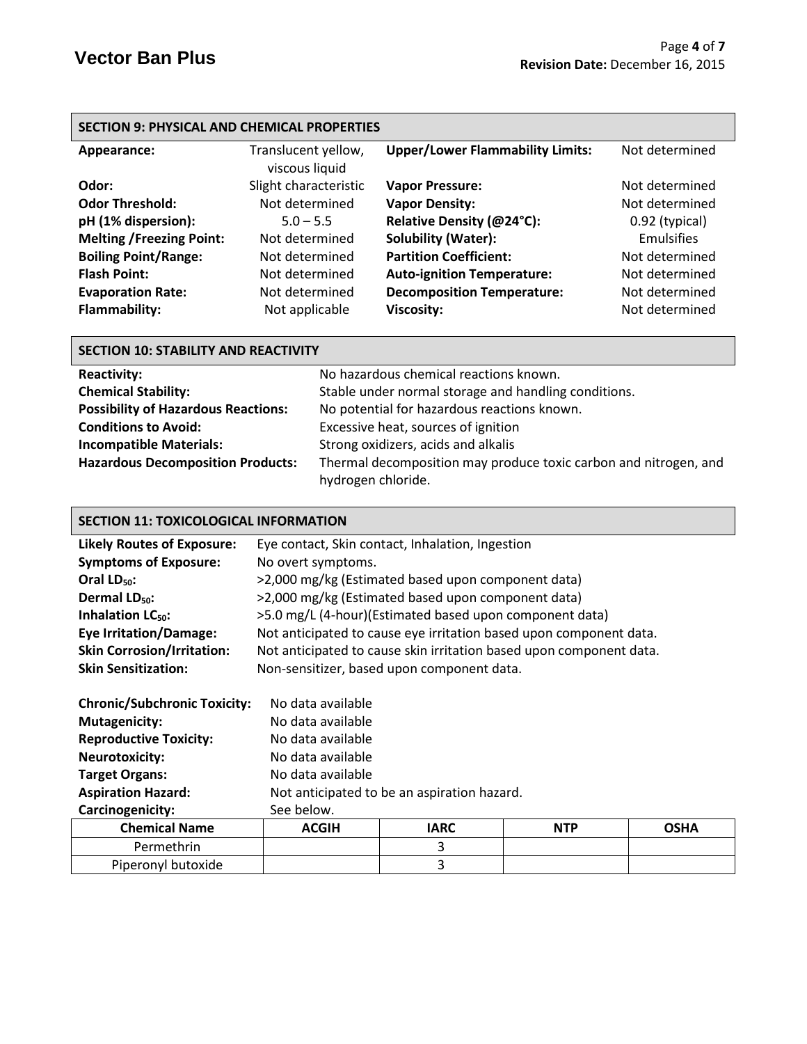## SECTION 9: PHYSICAL AND CHEMICAL PROPERTIES

| Property | Value | Property | Value |
|---|---|---|---|
| **Appearance:** | Translucent yellow, viscous liquid | **Upper/Lower Flammability Limits:** | Not determined |
| **Odor:** | Slight characteristic | **Vapor Pressure:** | Not determined |
| **Odor Threshold:** | Not determined | **Vapor Density:** | Not determined |
| **pH (1% dispersion):** | 5.0 – 5.5 | **Relative Density (@24°C):** | 0.92 (typical) |
| **Melting /Freezing Point:** | Not determined | **Solubility (Water):** | Emulsifies |
| **Boiling Point/Range:** | Not determined | **Partition Coefficient:** | Not determined |
| **Flash Point:** | Not determined | **Auto-ignition Temperature:** | Not determined |
| **Evaporation Rate:** | Not determined | **Decomposition Temperature:** | Not determined |
| **Flammability:** | Not applicable | **Viscosity:** | Not determined |

## SECTION 10: STABILITY AND REACTIVITY

**Reactivity:** No hazardous chemical reactions known.

**Chemical Stability:** Stable under normal storage and handling conditions.

**Possibility of Hazardous Reactions:** No potential for hazardous reactions known.

**Conditions to Avoid:** Excessive heat, sources of ignition

**Incompatible Materials:** Strong oxidizers, acids and alkalis

**Hazardous Decomposition Products:** Thermal decomposition may produce toxic carbon and nitrogen, and hydrogen chloride.

## SECTION 11: TOXICOLOGICAL INFORMATION

**Likely Routes of Exposure:** Eye contact, Skin contact, Inhalation, Ingestion

**Symptoms of Exposure:** No overt symptoms.

**Oral $LD_{50}$:** >2,000 mg/kg (Estimated based upon component data)

**Dermal $LD_{50}$:** >2,000 mg/kg (Estimated based upon component data)

**Inhalation $LC_{50}$:** >5.0 mg/L (4-hour)(Estimated based upon component data)

**Eye Irritation/Damage:** Not anticipated to cause eye irritation based upon component data.

**Skin Corrosion/Irritation:** Not anticipated to cause skin irritation based upon component data.

**Skin Sensitization:** Non-sensitizer, based upon component data.

**Chronic/Subchronic Toxicity:** No data available

**Mutagenicity:** No data available

**Reproductive Toxicity:** No data available

**Neurotoxicity:** No data available

**Target Organs:** No data available

**Aspiration Hazard:** Not anticipated to be an aspiration hazard.

**Carcinogenicity:** See below.

| Chemical Name | ACGIH | IARC | NTP | OSHA |
|---|---|---|---|---|
| Permethrin | | 3 | | |
| Piperonyl butoxide | | 3 | | |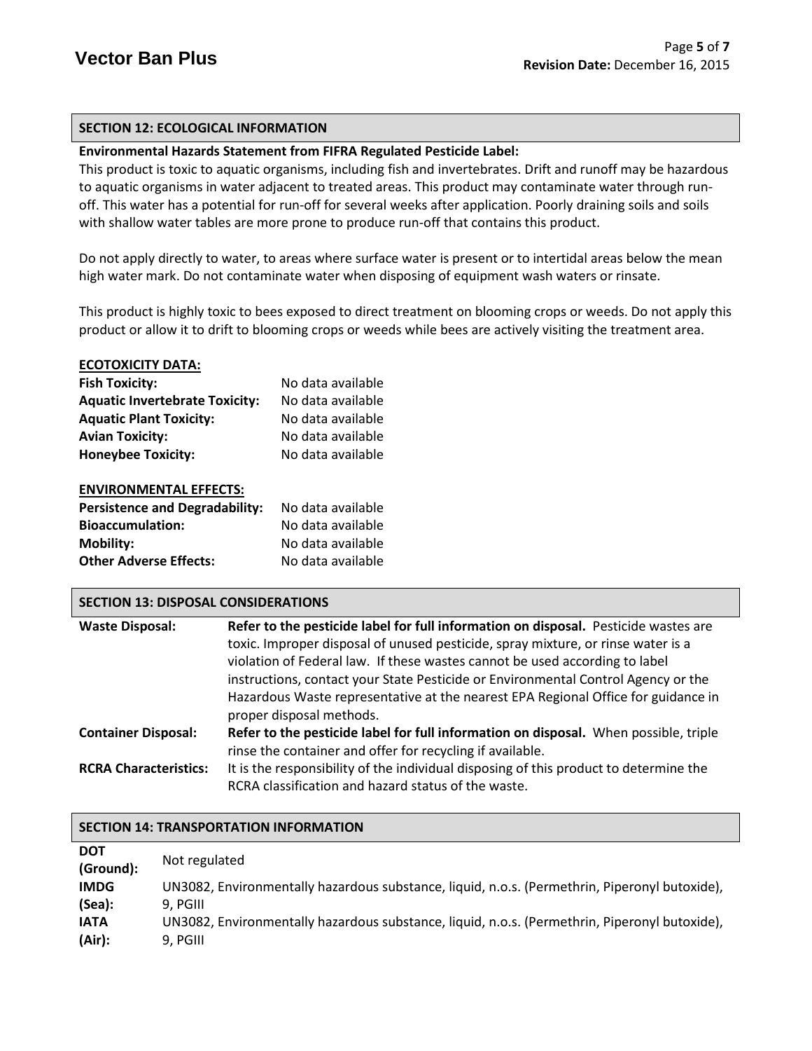## SECTION 12: ECOLOGICAL INFORMATION

**Environmental Hazards Statement from FIFRA Regulated Pesticide Label:**

This product is toxic to aquatic organisms, including fish and invertebrates. Drift and runoff may be hazardous to aquatic organisms in water adjacent to treated areas. This product may contaminate water through run-off. This water has a potential for run-off for several weeks after application. Poorly draining soils and soils with shallow water tables are more prone to produce run-off that contains this product.

Do not apply directly to water, to areas where surface water is present or to intertidal areas below the mean high water mark. Do not contaminate water when disposing of equipment wash waters or rinsate.

This product is highly toxic to bees exposed to direct treatment on blooming crops or weeds. Do not apply this product or allow it to drift to blooming crops or weeds while bees are actively visiting the treatment area.

**ECOTOXICITY DATA:**

| | |
|---|---|
| **Fish Toxicity:** | No data available |
| **Aquatic Invertebrate Toxicity:** | No data available |
| **Aquatic Plant Toxicity:** | No data available |
| **Avian Toxicity:** | No data available |
| **Honeybee Toxicity:** | No data available |

**ENVIRONMENTAL EFFECTS:**

| | |
|---|---|
| **Persistence and Degradability:** | No data available |
| **Bioaccumulation:** | No data available |
| **Mobility:** | No data available |
| **Other Adverse Effects:** | No data available |

## SECTION 13: DISPOSAL CONSIDERATIONS

| | |
|---|---|
| **Waste Disposal:** | **Refer to the pesticide label for full information on disposal.** Pesticide wastes are toxic. Improper disposal of unused pesticide, spray mixture, or rinse water is a violation of Federal law. If these wastes cannot be used according to label instructions, contact your State Pesticide or Environmental Control Agency or the Hazardous Waste representative at the nearest EPA Regional Office for guidance in proper disposal methods. |
| **Container Disposal:** | **Refer to the pesticide label for full information on disposal.** When possible, triple rinse the container and offer for recycling if available. |
| **RCRA Characteristics:** | It is the responsibility of the individual disposing of this product to determine the RCRA classification and hazard status of the waste. |

## SECTION 14: TRANSPORTATION INFORMATION

| | |
|---|---|
| **DOT (Ground):** | Not regulated |
| **IMDG (Sea):** | UN3082, Environmentally hazardous substance, liquid, n.o.s. (Permethrin, Piperonyl butoxide), 9, PGIII |
| **IATA (Air):** | UN3082, Environmentally hazardous substance, liquid, n.o.s. (Permethrin, Piperonyl butoxide), 9, PGIII |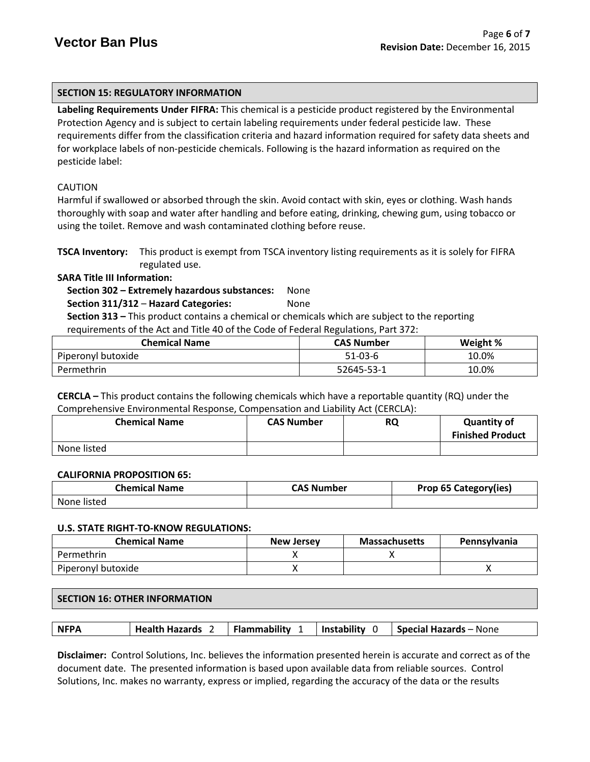## SECTION 15: REGULATORY INFORMATION

**Labeling Requirements Under FIFRA:** This chemical is a pesticide product registered by the Environmental Protection Agency and is subject to certain labeling requirements under federal pesticide law. These requirements differ from the classification criteria and hazard information required for safety data sheets and for workplace labels of non-pesticide chemicals. Following is the hazard information as required on the pesticide label:

CAUTION
Harmful if swallowed or absorbed through the skin. Avoid contact with skin, eyes or clothing. Wash hands thoroughly with soap and water after handling and before eating, drinking, chewing gum, using tobacco or using the toilet. Remove and wash contaminated clothing before reuse.

**TSCA Inventory:** This product is exempt from TSCA inventory listing requirements as it is solely for FIFRA regulated use.

**SARA Title III Information:**

**Section 302 – Extremely hazardous substances:** None

**Section 311/312 – Hazard Categories:** None

**Section 313 –** This product contains a chemical or chemicals which are subject to the reporting requirements of the Act and Title 40 of the Code of Federal Regulations, Part 372:

| Chemical Name | CAS Number | Weight % |
|---|---|---|
| Piperonyl butoxide | 51-03-6 | 10.0% |
| Permethrin | 52645-53-1 | 10.0% |

**CERCLA –** This product contains the following chemicals which have a reportable quantity (RQ) under the Comprehensive Environmental Response, Compensation and Liability Act (CERCLA):

| Chemical Name | CAS Number | RQ | Quantity of Finished Product |
|---|---|---|---|
| None listed | | | |

**CALIFORNIA PROPOSITION 65:**

| Chemical Name | CAS Number | Prop 65 Category(ies) |
|---|---|---|
| None listed | | |

**U.S. STATE RIGHT-TO-KNOW REGULATIONS:**

| Chemical Name | New Jersey | Massachusetts | Pennsylvania |
|---|---|---|---|
| Permethrin | X | X | |
| Piperonyl butoxide | X | | X |

## SECTION 16: OTHER INFORMATION

| NFPA | Health Hazards 2 | Flammability 1 | Instability 0 | Special Hazards – None |
|---|---|---|---|---|

**Disclaimer:** Control Solutions, Inc. believes the information presented herein is accurate and correct as of the document date. The presented information is based upon available data from reliable sources. Control Solutions, Inc. makes no warranty, express or implied, regarding the accuracy of the data or the results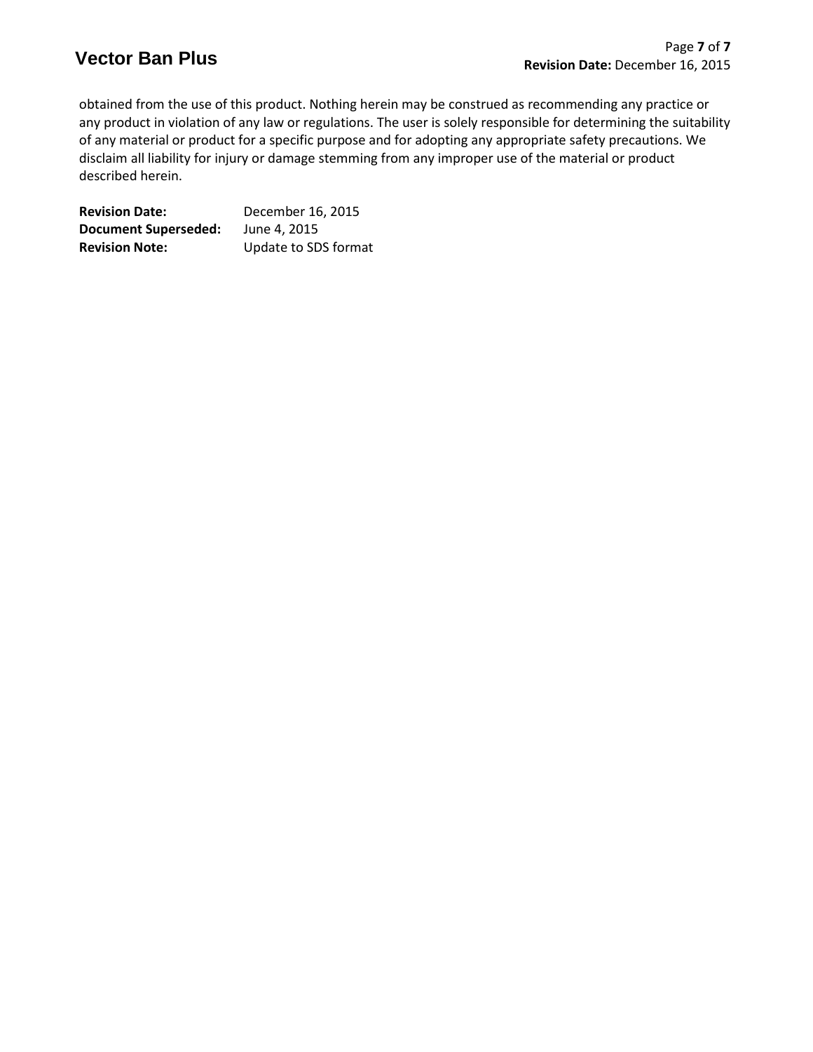obtained from the use of this product. Nothing herein may be construed as recommending any practice or any product in violation of any law or regulations. The user is solely responsible for determining the suitability of any material or product for a specific purpose and for adopting any appropriate safety precautions. We disclaim all liability for injury or damage stemming from any improper use of the material or product described herein.

| | |
|---|---|
| **Revision Date:** | December 16, 2015 |
| **Document Superseded:** | June 4, 2015 |
| **Revision Note:** | Update to SDS format |